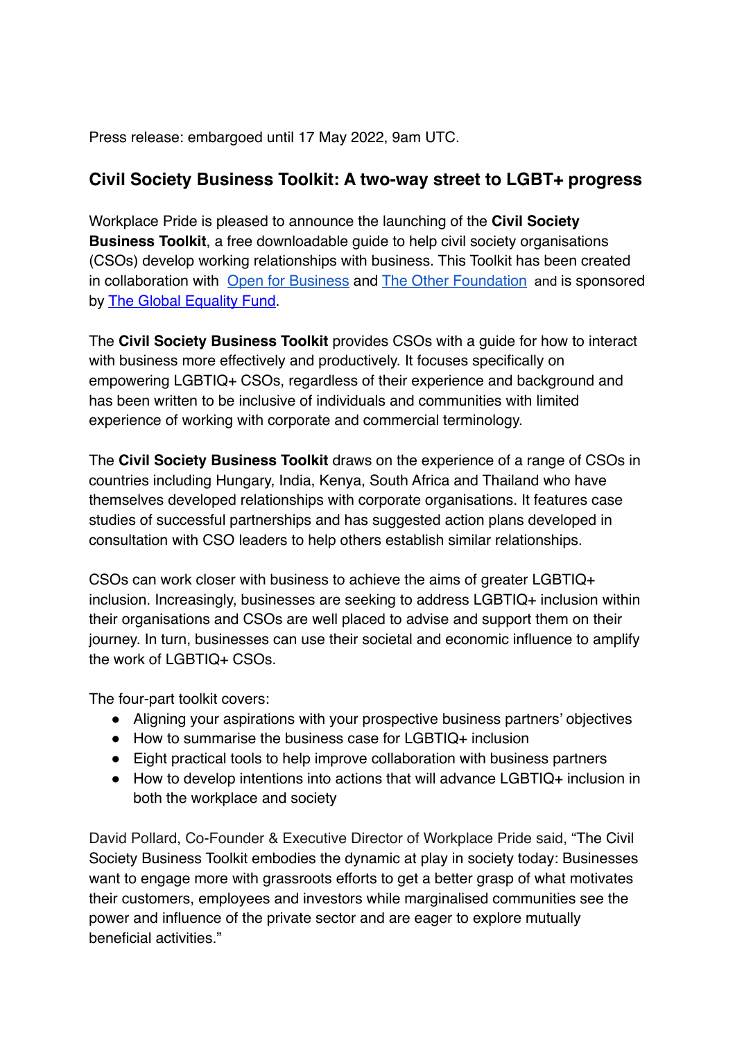Press release: embargoed until 17 May 2022, 9am UTC.

## Civil Society Business Toolkit: A two-way street to LGBT+ progress

Workplace Pride is pleased to announce the launching of the **Civil Society Business Toolkit**, a free downloadable guide to help civil society organisations (CSOs) develop working relationships with business. This Toolkit has been created in collaboration with Open for Business and The Other Foundation and is sponsored by The Global Equality Fund.

The **Civil Society Business Toolkit** provides CSOs with a guide for how to interact with business more effectively and productively. It focuses specifically on empowering LGBTIQ+ CSOs, regardless of their experience and background and has been written to be inclusive of individuals and communities with limited experience of working with corporate and commercial terminology.

The **Civil Society Business Toolkit** draws on the experience of a range of CSOs in countries including Hungary, India, Kenya, South Africa and Thailand who have themselves developed relationships with corporate organisations. It features case studies of successful partnerships and has suggested action plans developed in consultation with CSO leaders to help others establish similar relationships.

CSOs can work closer with business to achieve the aims of greater LGBTIQ+ inclusion. Increasingly, businesses are seeking to address LGBTIQ+ inclusion within their organisations and CSOs are well placed to advise and support them on their journey. In turn, businesses can use their societal and economic influence to amplify the work of LGBTIQ+ CSOs.

The four-part toolkit covers:

- Aligning your aspirations with your prospective business partners' objectives
- How to summarise the business case for LGBTIQ+ inclusion
- Eight practical tools to help improve collaboration with business partners
- How to develop intentions into actions that will advance LGBTIQ+ inclusion in both the workplace and society

David Pollard, Co-Founder & Executive Director of Workplace Pride said, "The Civil Society Business Toolkit embodies the dynamic at play in society today: Businesses want to engage more with grassroots efforts to get a better grasp of what motivates their customers, employees and investors while marginalised communities see the power and influence of the private sector and are eager to explore mutually beneficial activities."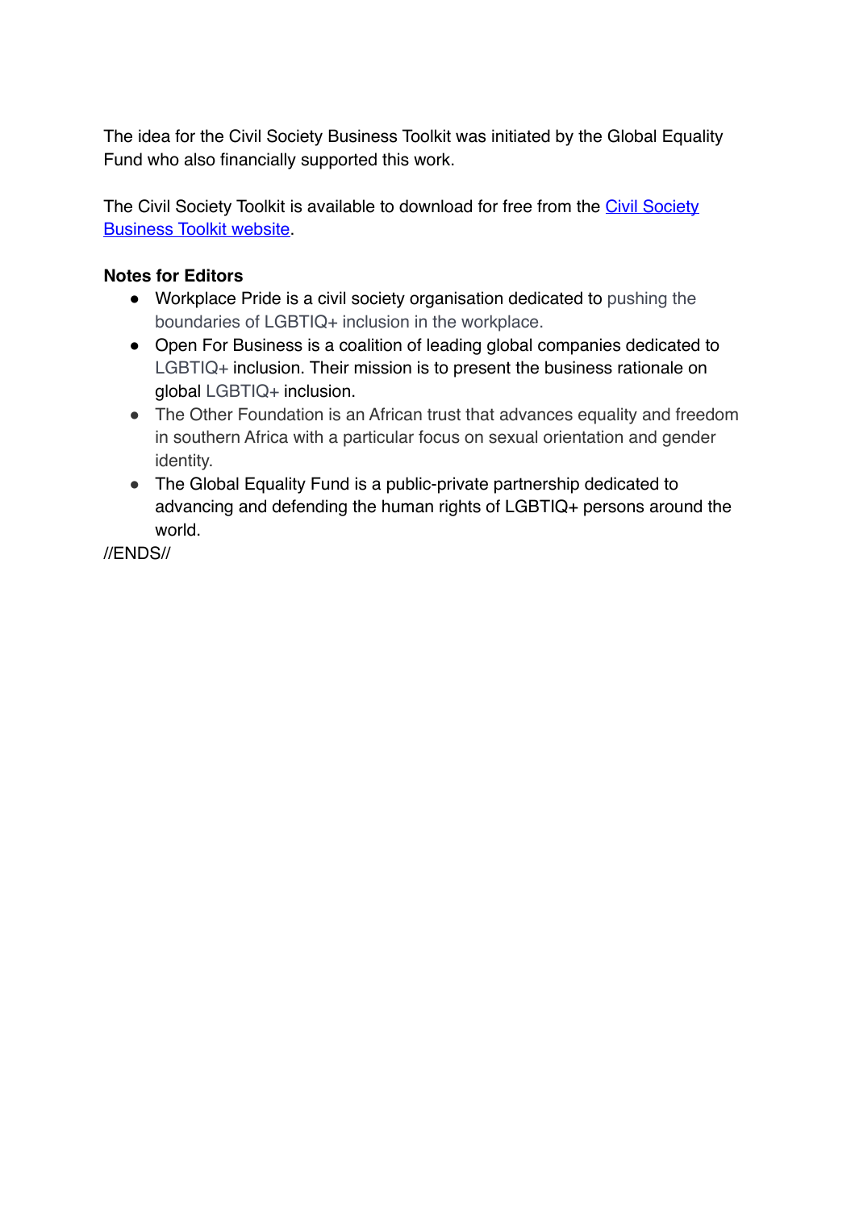The idea for the Civil Society Business Toolkit was initiated by the Global Equality Fund who also financially supported this work.

The Civil Society Toolkit is available to download for free from the Civil Society Business Toolkit website.

**Notes for Editors**

- Workplace Pride is a civil society organisation dedicated to pushing the boundaries of LGBTIQ+ inclusion in the workplace.
- Open For Business is a coalition of leading global companies dedicated to LGBTIQ+ inclusion. Their mission is to present the business rationale on global LGBTIQ+ inclusion.
- The Other Foundation is an African trust that advances equality and freedom in southern Africa with a particular focus on sexual orientation and gender identity.
- The Global Equality Fund is a public-private partnership dedicated to advancing and defending the human rights of LGBTIQ+ persons around the world.

//ENDS//